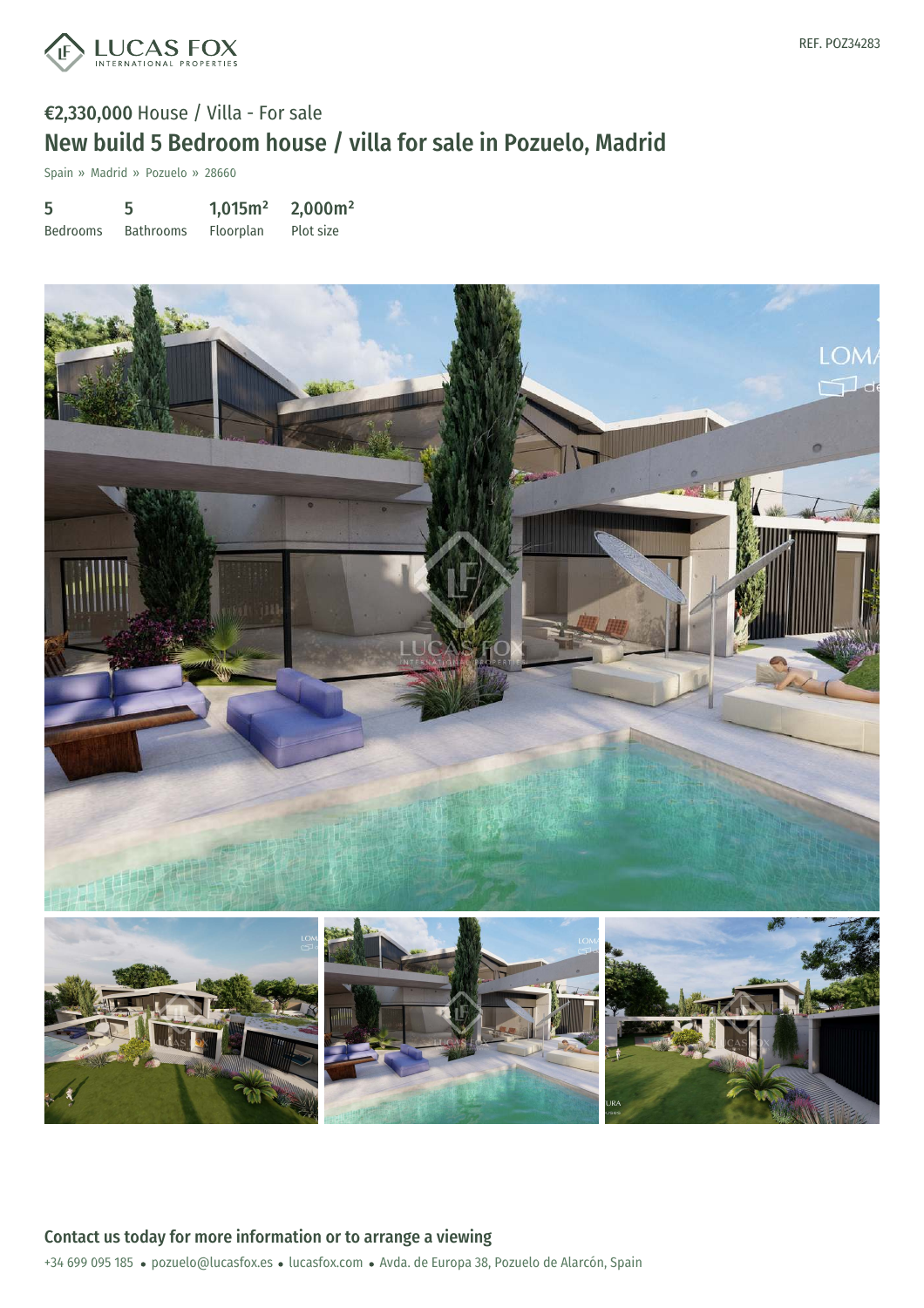LUCAS FOX INTERNATIONAL PROPERTIES

REF. POZ34283

€2,330,000 House / Villa - For sale

# New build 5 Bedroom house / villa for sale in Pozuelo, Madrid

Spain » Madrid » Pozuelo » 28660

| 5 | 5 | 1,015m² | 2,000m² |
| --- | --- | --- | --- |
| Bedrooms | Bathrooms | Floorplan | Plot size |

## Contact us today for more information or to arrange a viewing

+34 699 095 185 • pozuelo@lucasfox.es • lucasfox.com • Avda. de Europa 38, Pozuelo de Alarcón, Spain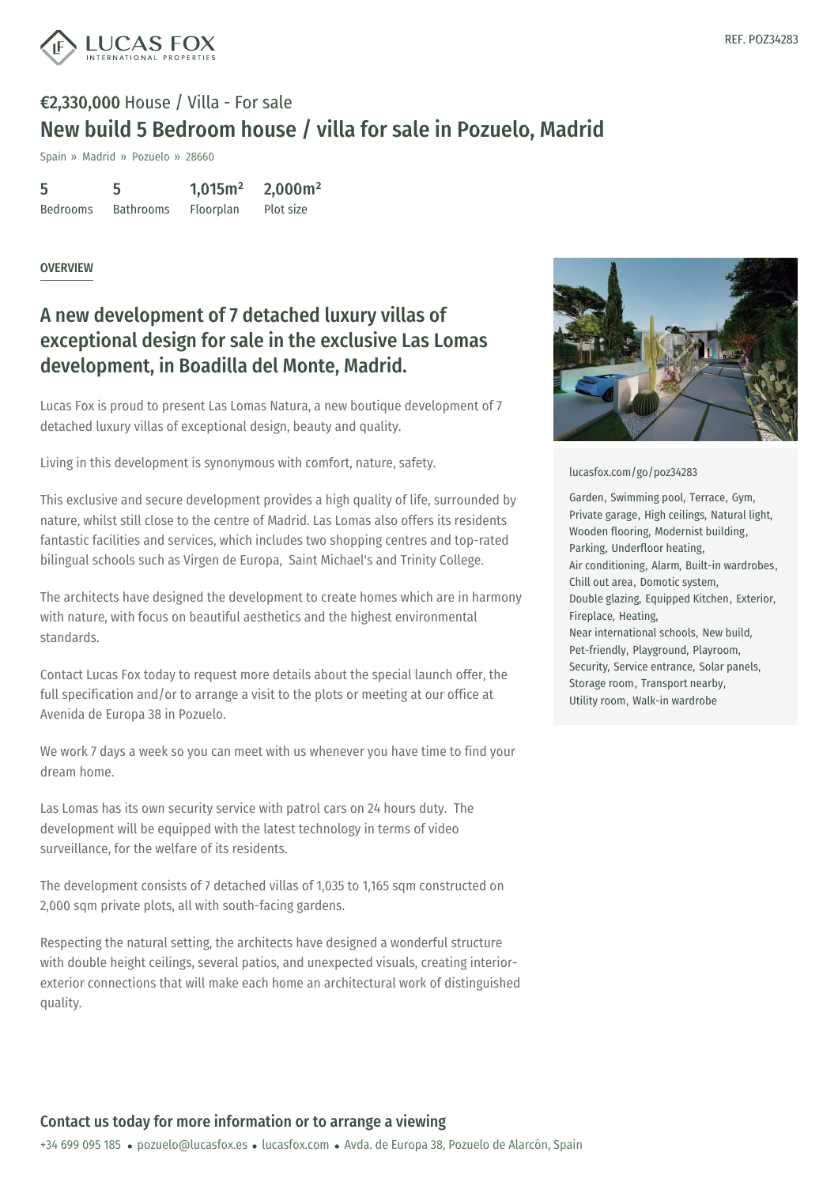REF. POZ34283

# €2,330,000 House / Villa - For sale

## New build 5 Bedroom house / villa for sale in Pozuelo, Madrid

Spain » Madrid » Pozuelo » 28660

| 5 | 5 | 1,015m² | 2,000m² |
|---|---|---|---|
| Bedrooms | Bathrooms | Floorplan | Plot size |

OVERVIEW

## A new development of 7 detached luxury villas of exceptional design for sale in the exclusive Las Lomas development, in Boadilla del Monte, Madrid.

Lucas Fox is proud to present Las Lomas Natura, a new boutique development of 7 detached luxury villas of exceptional design, beauty and quality.

Living in this development is synonymous with comfort, nature, safety.

This exclusive and secure development provides a high quality of life, surrounded by nature, whilst still close to the centre of Madrid. Las Lomas also offers its residents fantastic facilities and services, which includes two shopping centres and top-rated bilingual schools such as Virgen de Europa, Saint Michael's and Trinity College.

The architects have designed the development to create homes which are in harmony with nature, with focus on beautiful aesthetics and the highest environmental standards.

Contact Lucas Fox today to request more details about the special launch offer, the full specification and/or to arrange a visit to the plots or meeting at our office at Avenida de Europa 38 in Pozuelo.

We work 7 days a week so you can meet with us whenever you have time to find your dream home.

Las Lomas has its own security service with patrol cars on 24 hours duty. The development will be equipped with the latest technology in terms of video surveillance, for the welfare of its residents.

The development consists of 7 detached villas of 1,035 to 1,165 sqm constructed on 2,000 sqm private plots, all with south-facing gardens.

Respecting the natural setting, the architects have designed a wonderful structure with double height ceilings, several patios, and unexpected visuals, creating interior-exterior connections that will make each home an architectural work of distinguished quality.

lucasfox.com/go/poz34283

Garden, Swimming pool, Terrace, Gym, Private garage, High ceilings, Natural light, Wooden flooring, Modernist building, Parking, Underfloor heating, Air conditioning, Alarm, Built-in wardrobes, Chill out area, Domotic system, Double glazing, Equipped Kitchen, Exterior, Fireplace, Heating, Near international schools, New build, Pet-friendly, Playground, Playroom, Security, Service entrance, Solar panels, Storage room, Transport nearby, Utility room, Walk-in wardrobe

### Contact us today for more information or to arrange a viewing

+34 699 095 185 • pozuelo@lucasfox.es • lucasfox.com • Avda. de Europa 38, Pozuelo de Alarcón, Spain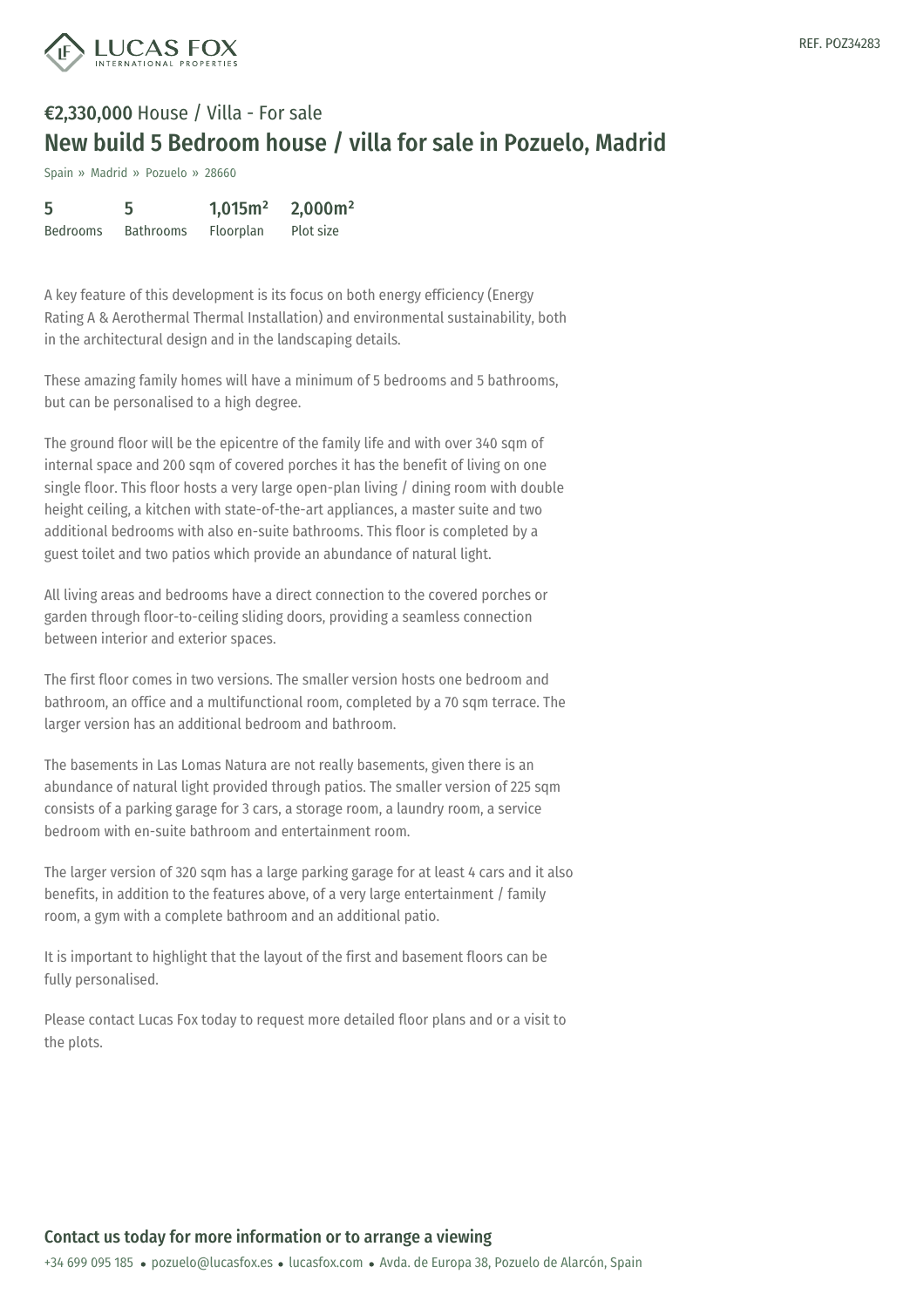**€2,330,000** House / Villa - For sale

# New build 5 Bedroom house / villa for sale in Pozuelo, Madrid

Spain » Madrid » Pozuelo » 28660

| 5 | 5 | 1,015m² | 2,000m² |
|---|---|---|---|
| Bedrooms | Bathrooms | Floorplan | Plot size |

A key feature of this development is its focus on both energy efficiency (Energy Rating A & Aerothermal Thermal Installation) and environmental sustainability, both in the architectural design and in the landscaping details.

These amazing family homes will have a minimum of 5 bedrooms and 5 bathrooms, but can be personalised to a high degree.

The ground floor will be the epicentre of the family life and with over 340 sqm of internal space and 200 sqm of covered porches it has the benefit of living on one single floor. This floor hosts a very large open-plan living / dining room with double height ceiling, a kitchen with state-of-the-art appliances, a master suite and two additional bedrooms with also en-suite bathrooms. This floor is completed by a guest toilet and two patios which provide an abundance of natural light.

All living areas and bedrooms have a direct connection to the covered porches or garden through floor-to-ceiling sliding doors, providing a seamless connection between interior and exterior spaces.

The first floor comes in two versions. The smaller version hosts one bedroom and bathroom, an office and a multifunctional room, completed by a 70 sqm terrace. The larger version has an additional bedroom and bathroom.

The basements in Las Lomas Natura are not really basements, given there is an abundance of natural light provided through patios. The smaller version of 225 sqm consists of a parking garage for 3 cars, a storage room, a laundry room, a service bedroom with en-suite bathroom and entertainment room.

The larger version of 320 sqm has a large parking garage for at least 4 cars and it also benefits, in addition to the features above, of a very large entertainment / family room, a gym with a complete bathroom and an additional patio.

It is important to highlight that the layout of the first and basement floors can be fully personalised.

Please contact Lucas Fox today to request more detailed floor plans and or a visit to the plots.

## Contact us today for more information or to arrange a viewing

+34 699 095 185 • pozuelo@lucasfox.es • lucasfox.com • Avda. de Europa 38, Pozuelo de Alarcón, Spain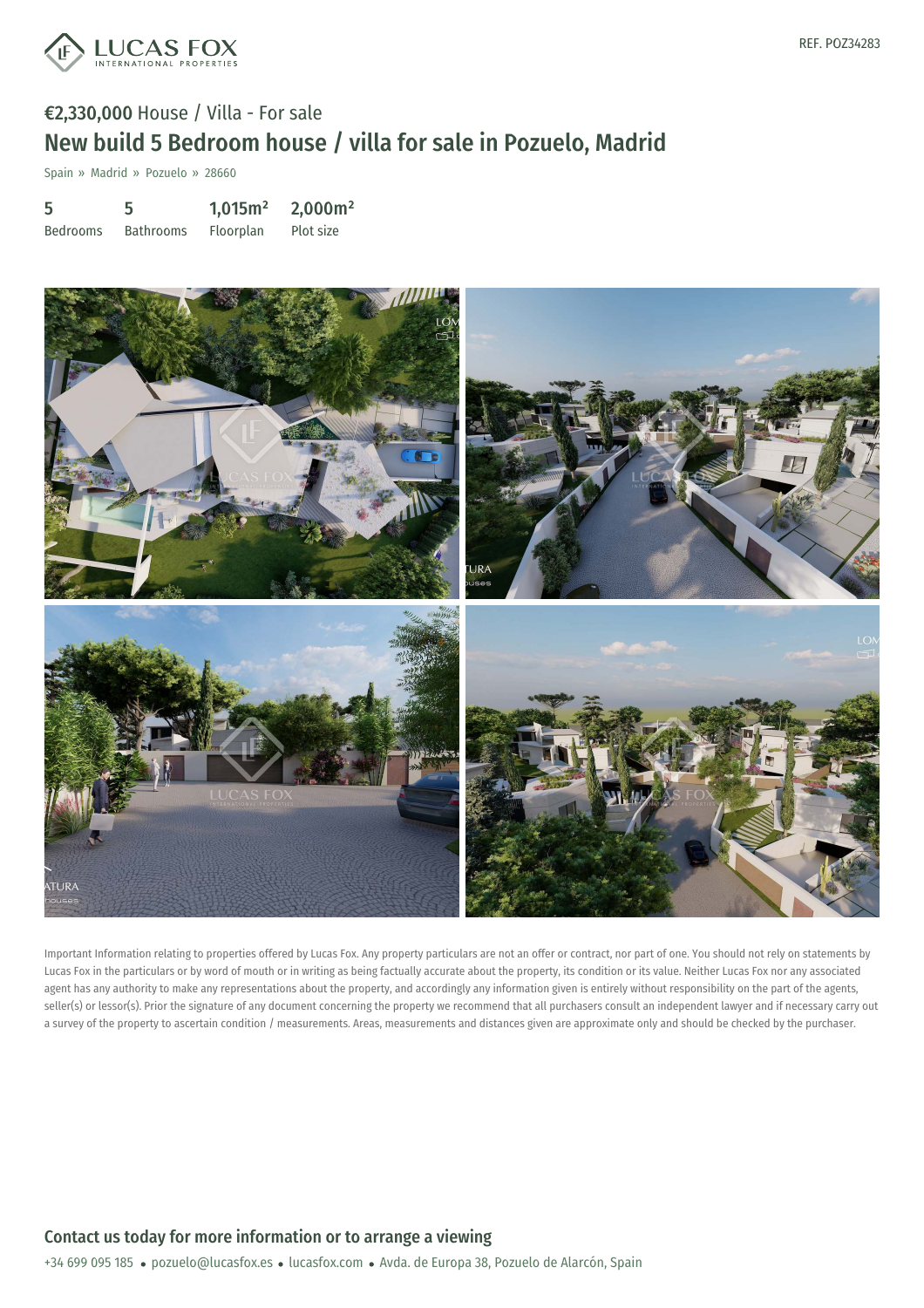REF. POZ34283

**€2,330,000** House / Villa - For sale

# New build 5 Bedroom house / villa for sale in Pozuelo, Madrid

Spain » Madrid » Pozuelo » 28660

| 5 | 5 | 1,015m² | 2,000m² |
| --- | --- | --- | --- |
| Bedrooms | Bathrooms | Floorplan | Plot size |

Important Information relating to properties offered by Lucas Fox. Any property particulars are not an offer or contract, nor part of one. You should not rely on statements by Lucas Fox in the particulars or by word of mouth or in writing as being factually accurate about the property, its condition or its value. Neither Lucas Fox nor any associated agent has any authority to make any representations about the property, and accordingly any information given is entirely without responsibility on the part of the agents, seller(s) or lessor(s). Prior the signature of any document concerning the property we recommend that all purchasers consult an independent lawyer and if necessary carry out a survey of the property to ascertain condition / measurements. Areas, measurements and distances given are approximate only and should be checked by the purchaser.

## Contact us today for more information or to arrange a viewing

+34 699 095 185 • pozuelo@lucasfox.es • lucasfox.com • Avda. de Europa 38, Pozuelo de Alarcón, Spain